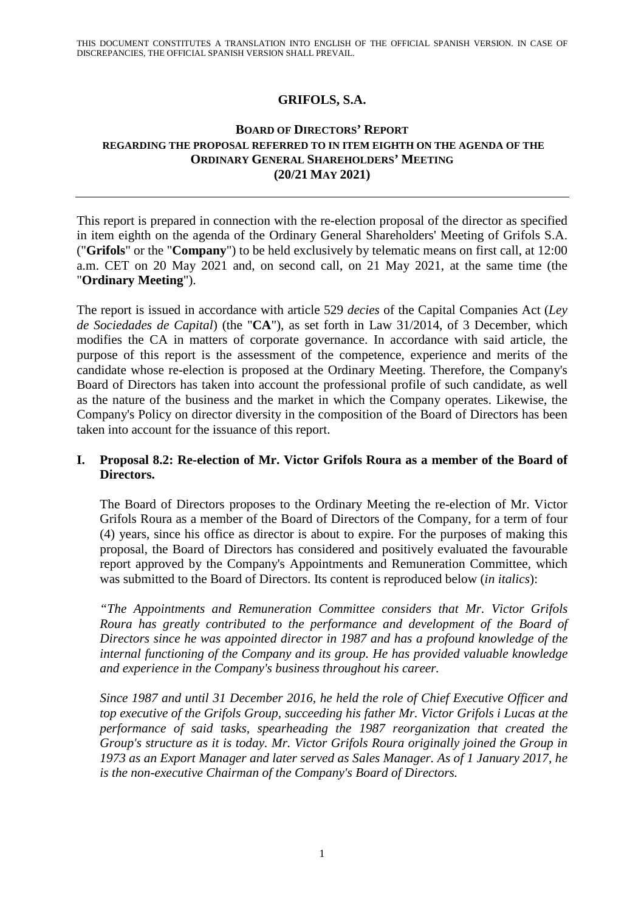THIS DOCUMENT CONSTITUTES A TRANSLATION INTO ENGLISH OF THE OFFICIAL SPANISH VERSION. IN CASE OF DISCREPANCIES, THE OFFICIAL SPANISH VERSION SHALL PREVAIL.

# GRIFOLS, S.A.

## BOARD OF DIRECTORS' REPORT
## REGARDING THE PROPOSAL REFERRED TO IN ITEM EIGHTH ON THE AGENDA OF THE ORDINARY GENERAL SHAREHOLDERS' MEETING (20/21 MAY 2021)

---

This report is prepared in connection with the re-election proposal of the director as specified in item eighth on the agenda of the Ordinary General Shareholders' Meeting of Grifols S.A. ("**Grifols**" or the "**Company**") to be held exclusively by telematic means on first call, at 12:00 a.m. CET on 20 May 2021 and, on second call, on 21 May 2021, at the same time (the "**Ordinary Meeting**").

The report is issued in accordance with article 529 *decies* of the Capital Companies Act (*Ley de Sociedades de Capital*) (the "**CA**"), as set forth in Law 31/2014, of 3 December, which modifies the CA in matters of corporate governance. In accordance with said article, the purpose of this report is the assessment of the competence, experience and merits of the candidate whose re-election is proposed at the Ordinary Meeting. Therefore, the Company's Board of Directors has taken into account the professional profile of such candidate, as well as the nature of the business and the market in which the Company operates. Likewise, the Company's Policy on director diversity in the composition of the Board of Directors has been taken into account for the issuance of this report.

### I. Proposal 8.2: Re-election of Mr. Victor Grifols Roura as a member of the Board of Directors.

The Board of Directors proposes to the Ordinary Meeting the re-election of Mr. Victor Grifols Roura as a member of the Board of Directors of the Company, for a term of four (4) years, since his office as director is about to expire. For the purposes of making this proposal, the Board of Directors has considered and positively evaluated the favourable report approved by the Company's Appointments and Remuneration Committee, which was submitted to the Board of Directors. Its content is reproduced below (*in italics*):

*"The Appointments and Remuneration Committee considers that Mr. Victor Grifols Roura has greatly contributed to the performance and development of the Board of Directors since he was appointed director in 1987 and has a profound knowledge of the internal functioning of the Company and its group. He has provided valuable knowledge and experience in the Company's business throughout his career.*

*Since 1987 and until 31 December 2016, he held the role of Chief Executive Officer and top executive of the Grifols Group, succeeding his father Mr. Victor Grifols i Lucas at the performance of said tasks, spearheading the 1987 reorganization that created the Group's structure as it is today. Mr. Victor Grifols Roura originally joined the Group in 1973 as an Export Manager and later served as Sales Manager. As of 1 January 2017, he is the non-executive Chairman of the Company's Board of Directors.*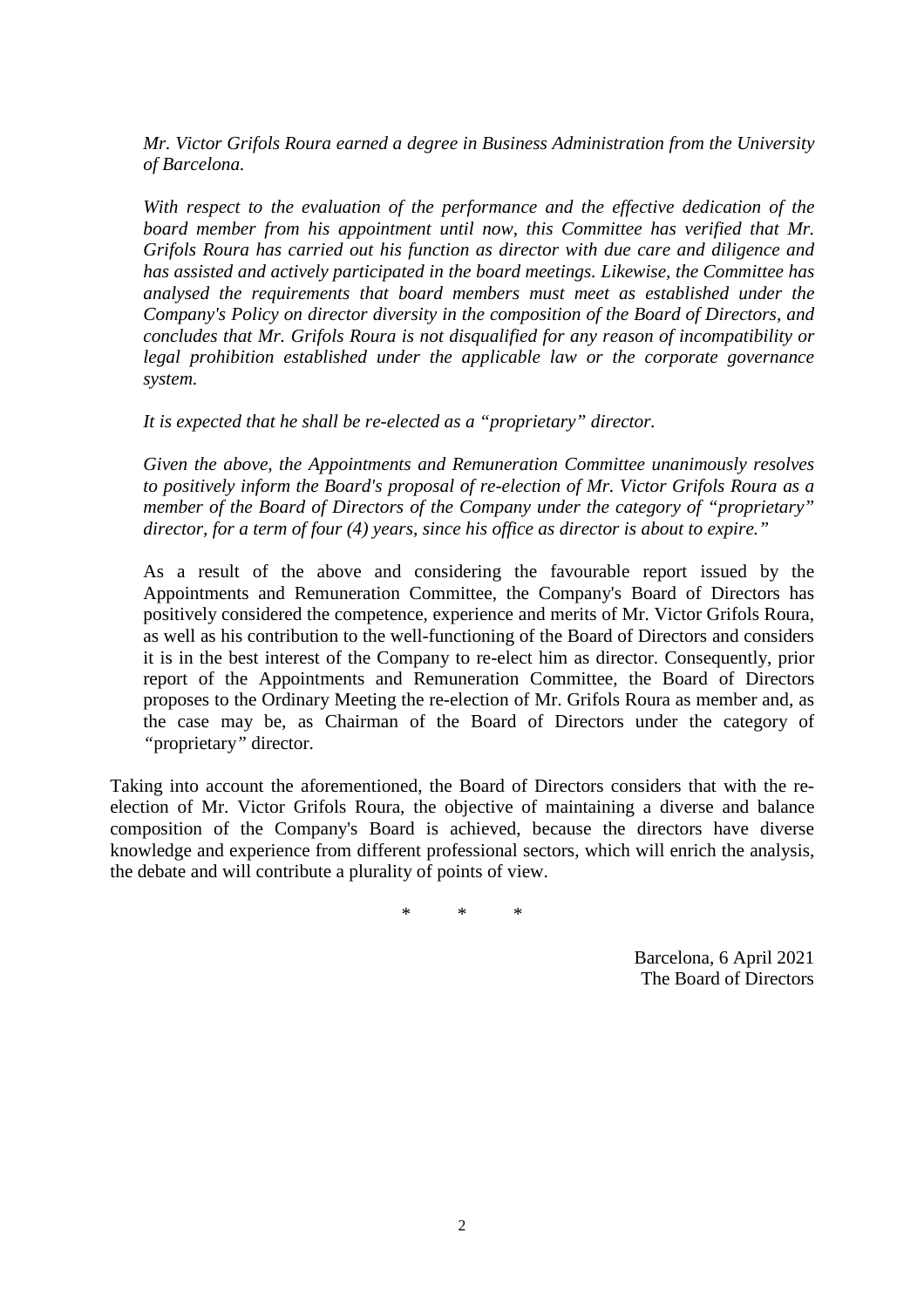*Mr. Victor Grifols Roura earned a degree in Business Administration from the University of Barcelona.*

*With respect to the evaluation of the performance and the effective dedication of the board member from his appointment until now, this Committee has verified that Mr. Grifols Roura has carried out his function as director with due care and diligence and has assisted and actively participated in the board meetings. Likewise, the Committee has analysed the requirements that board members must meet as established under the Company's Policy on director diversity in the composition of the Board of Directors, and concludes that Mr. Grifols Roura is not disqualified for any reason of incompatibility or legal prohibition established under the applicable law or the corporate governance system.*

*It is expected that he shall be re-elected as a "proprietary" director.*

*Given the above, the Appointments and Remuneration Committee unanimously resolves to positively inform the Board's proposal of re-election of Mr. Victor Grifols Roura as a member of the Board of Directors of the Company under the category of "proprietary" director, for a term of four (4) years, since his office as director is about to expire."*

As a result of the above and considering the favourable report issued by the Appointments and Remuneration Committee, the Company's Board of Directors has positively considered the competence, experience and merits of Mr. Victor Grifols Roura, as well as his contribution to the well-functioning of the Board of Directors and considers it is in the best interest of the Company to re-elect him as director. Consequently, prior report of the Appointments and Remuneration Committee, the Board of Directors proposes to the Ordinary Meeting the re-election of Mr. Grifols Roura as member and, as the case may be, as Chairman of the Board of Directors under the category of "proprietary" director.

Taking into account the aforementioned, the Board of Directors considers that with the re-election of Mr. Victor Grifols Roura, the objective of maintaining a diverse and balance composition of the Company's Board is achieved, because the directors have diverse knowledge and experience from different professional sectors, which will enrich the analysis, the debate and will contribute a plurality of points of view.

\* \* \*

Barcelona, 6 April 2021
The Board of Directors